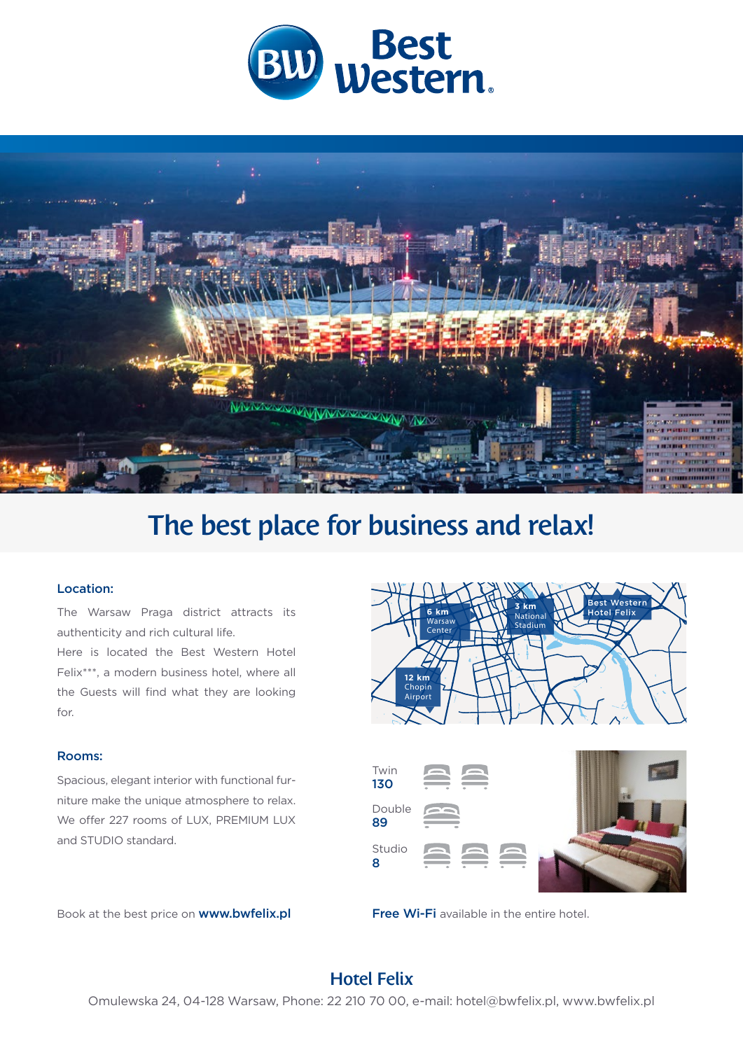Best Western

# The best place for business and relax!

### Location:

The Warsaw Praga district attracts its authenticity and rich cultural life.
Here is located the Best Western Hotel Felix***, a modern business hotel, where all the Guests will find what they are looking for.

6 km Warsaw Center

3 km National Stadium

Best Western Hotel Felix

12 km Chopin Airport

### Rooms:

Spacious, elegant interior with functional furniture make the unique atmosphere to relax. We offer 227 rooms of LUX, PREMIUM LUX and STUDIO standard.

Twin **130**

Double **89**

Studio **8**

Book at the best price on **www.bwfelix.pl**

**Free Wi-Fi** available in the entire hotel.

## Hotel Felix

Omulewska 24, 04-128 Warsaw, Phone: 22 210 70 00, e-mail: hotel@bwfelix.pl, www.bwfelix.pl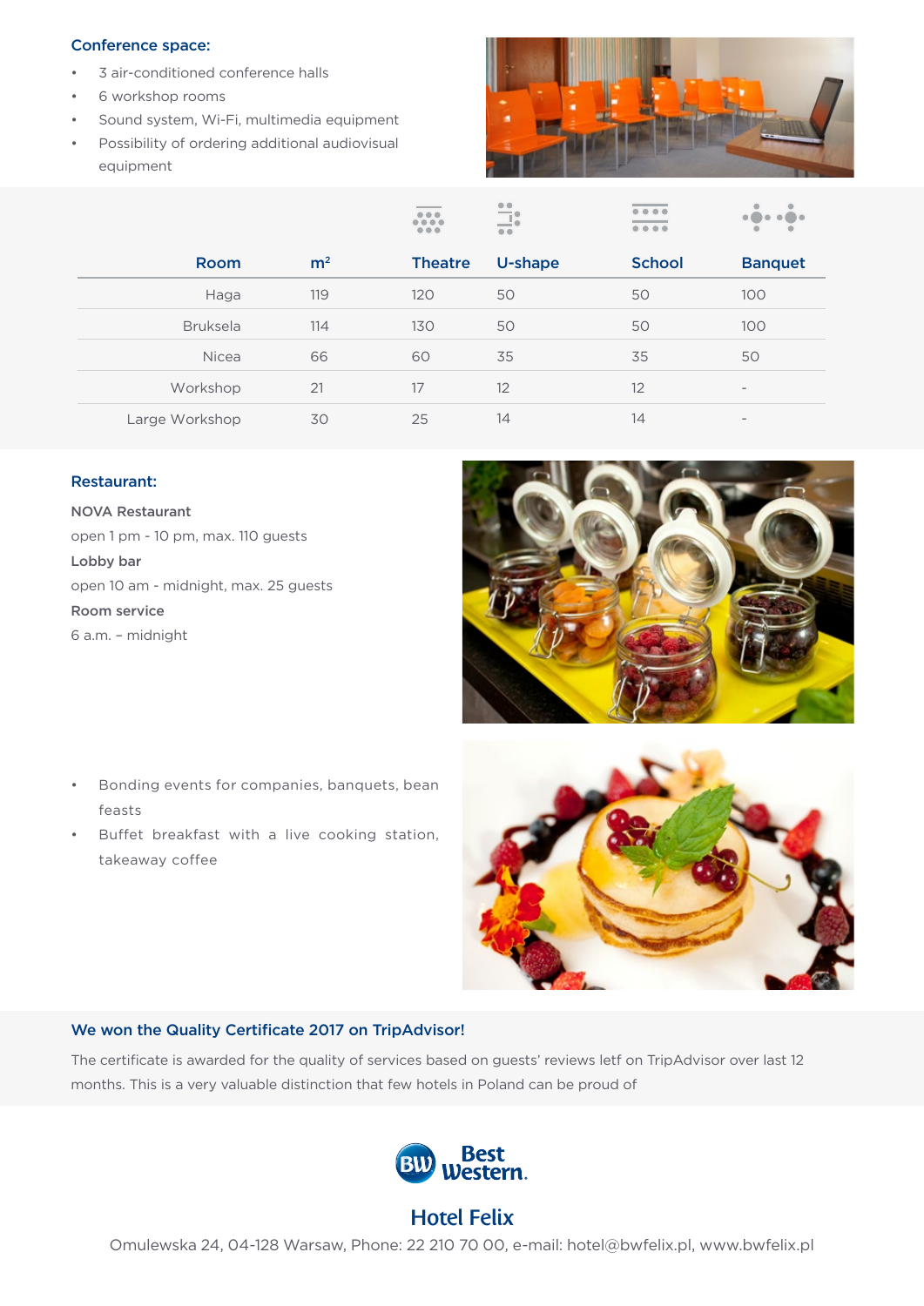## Conference space:

- 3 air-conditioned conference halls
- 6 workshop rooms
- Sound system, Wi-Fi, multimedia equipment
- Possibility of ordering additional audiovisual equipment

| Room | m² | Theatre | U-shape | School | Banquet |
|---|---|---|---|---|---|
| Haga | 119 | 120 | 50 | 50 | 100 |
| Bruksela | 114 | 130 | 50 | 50 | 100 |
| Nicea | 66 | 60 | 35 | 35 | 50 |
| Workshop | 21 | 17 | 12 | 12 | - |
| Large Workshop | 30 | 25 | 14 | 14 | - |

## Restaurant:

**NOVA Restaurant**

open 1 pm - 10 pm, max. 110 guests

**Lobby bar**

open 10 am - midnight, max. 25 guests

**Room service**

6 a.m. – midnight

- Bonding events for companies, banquets, bean feasts
- Buffet breakfast with a live cooking station, takeaway coffee

## We won the Quality Certificate 2017 on TripAdvisor!

The certificate is awarded for the quality of services based on guests' reviews letf on TripAdvisor over last 12 months. This is a very valuable distinction that few hotels in Poland can be proud of

Best Western

**Hotel Felix**

Omulewska 24, 04-128 Warsaw, Phone: 22 210 70 00, e-mail: hotel@bwfelix.pl, www.bwfelix.pl